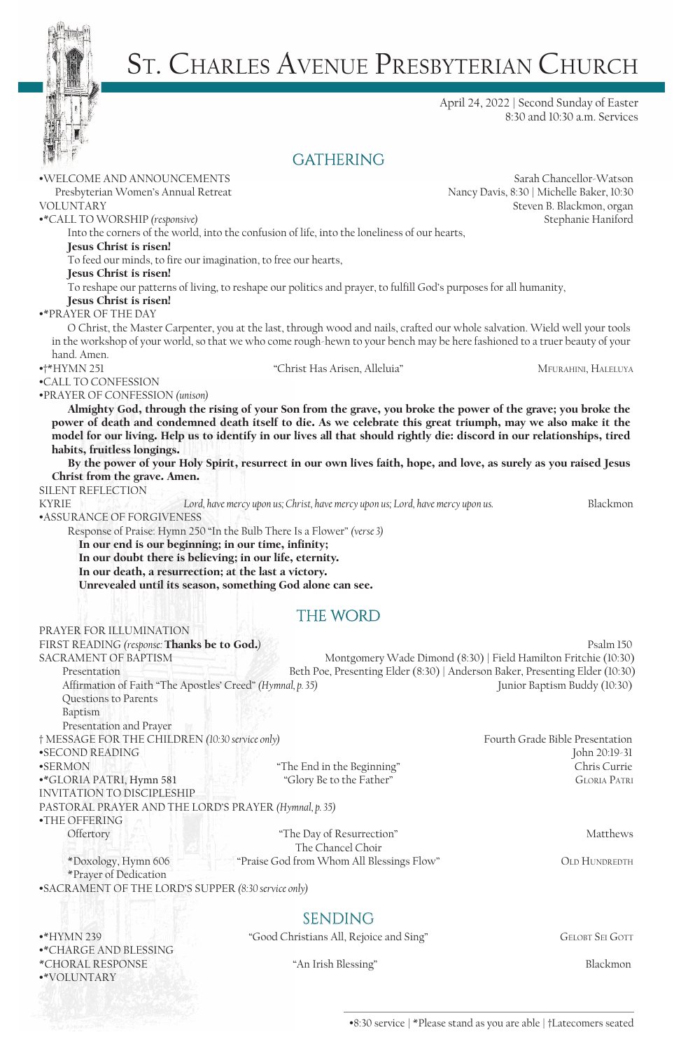# St. Charles Avenue Presbyterian Church

April 24, 2022 | Second Sunday of Easter
8:30 and 10:30 a.m. Services

## GATHERING

•WELCOME AND ANNOUNCEMENTS — Sarah Chancellor-Watson

Presbyterian Women's Annual Retreat — Nancy Davis, 8:30 | Michelle Baker, 10:30

VOLUNTARY — Steven B. Blackmon, organ

•*CALL TO WORSHIP *(responsive)* — Stephanie Haniford

Into the corners of the world, into the confusion of life, into the loneliness of our hearts,
**Jesus Christ is risen!**
To feed our minds, to fire our imagination, to free our hearts,
**Jesus Christ is risen!**
To reshape our patterns of living, to reshape our politics and prayer, to fulfill God's purposes for all humanity,
**Jesus Christ is risen!**

•*PRAYER OF THE DAY

O Christ, the Master Carpenter, you at the last, through wood and nails, crafted our whole salvation. Wield well your tools in the workshop of your world, so that we who come rough-hewn to your bench may be here fashioned to a truer beauty of your hand. Amen.

•†*HYMN 251 — "Christ Has Arisen, Alleluia" — Mfurahini, Haleluya

•CALL TO CONFESSION

•PRAYER OF CONFESSION *(unison)*

**Almighty God, through the rising of your Son from the grave, you broke the power of the grave; you broke the power of death and condemned death itself to die. As we celebrate this great triumph, may we also make it the model for our living. Help us to identify in our lives all that should rightly die: discord in our relationships, tired habits, fruitless longings.**

**By the power of your Holy Spirit, resurrect in our own lives faith, hope, and love, as surely as you raised Jesus Christ from the grave. Amen.**

SILENT REFLECTION

KYRIE — *Lord, have mercy upon us; Christ, have mercy upon us; Lord, have mercy upon us.* — Blackmon

•ASSURANCE OF FORGIVENESS

Response of Praise: Hymn 250 "In the Bulb There Is a Flower" *(verse 3)*

**In our end is our beginning; in our time, infinity;**
**In our doubt there is believing; in our life, eternity.**
**In our death, a resurrection; at the last a victory.**
**Unrevealed until its season, something God alone can see.**

## THE WORD

PRAYER FOR ILLUMINATION

FIRST READING *(response:* **Thanks be to God.***)* — Psalm 150

SACRAMENT OF BAPTISM — Montgomery Wade Dimond (8:30) | Field Hamilton Fritchie (10:30)

- Presentation — Beth Poe, Presenting Elder (8:30) | Anderson Baker, Presenting Elder (10:30)
- Affirmation of Faith "The Apostles' Creed" *(Hymnal, p. 35)* — Junior Baptism Buddy (10:30)
- Questions to Parents
- Baptism
- Presentation and Prayer

† MESSAGE FOR THE CHILDREN *(10:30 service only)* — Fourth Grade Bible Presentation

•SECOND READING — John 20:19-31

•SERMON — "The End in the Beginning" — Chris Currie

•*GLORIA PATRI, Hymn 581 — "Glory Be to the Father" — Gloria Patri

INVITATION TO DISCIPLESHIP

PASTORAL PRAYER AND THE LORD'S PRAYER *(Hymnal, p. 35)*

•THE OFFERING

- Offertory — "The Day of Resurrection" — Matthews
  The Chancel Choir
- *Doxology, Hymn 606 — "Praise God from Whom All Blessings Flow" — Old Hundredth
- *Prayer of Dedication

•SACRAMENT OF THE LORD'S SUPPER *(8:30 service only)*

## SENDING

•*HYMN 239 — "Good Christians All, Rejoice and Sing" — Gelobt Sei Gott

•*CHARGE AND BLESSING

*CHORAL RESPONSE — "An Irish Blessing" — Blackmon

•*VOLUNTARY

•8:30 service | *Please stand as you are able | †Latecomers seated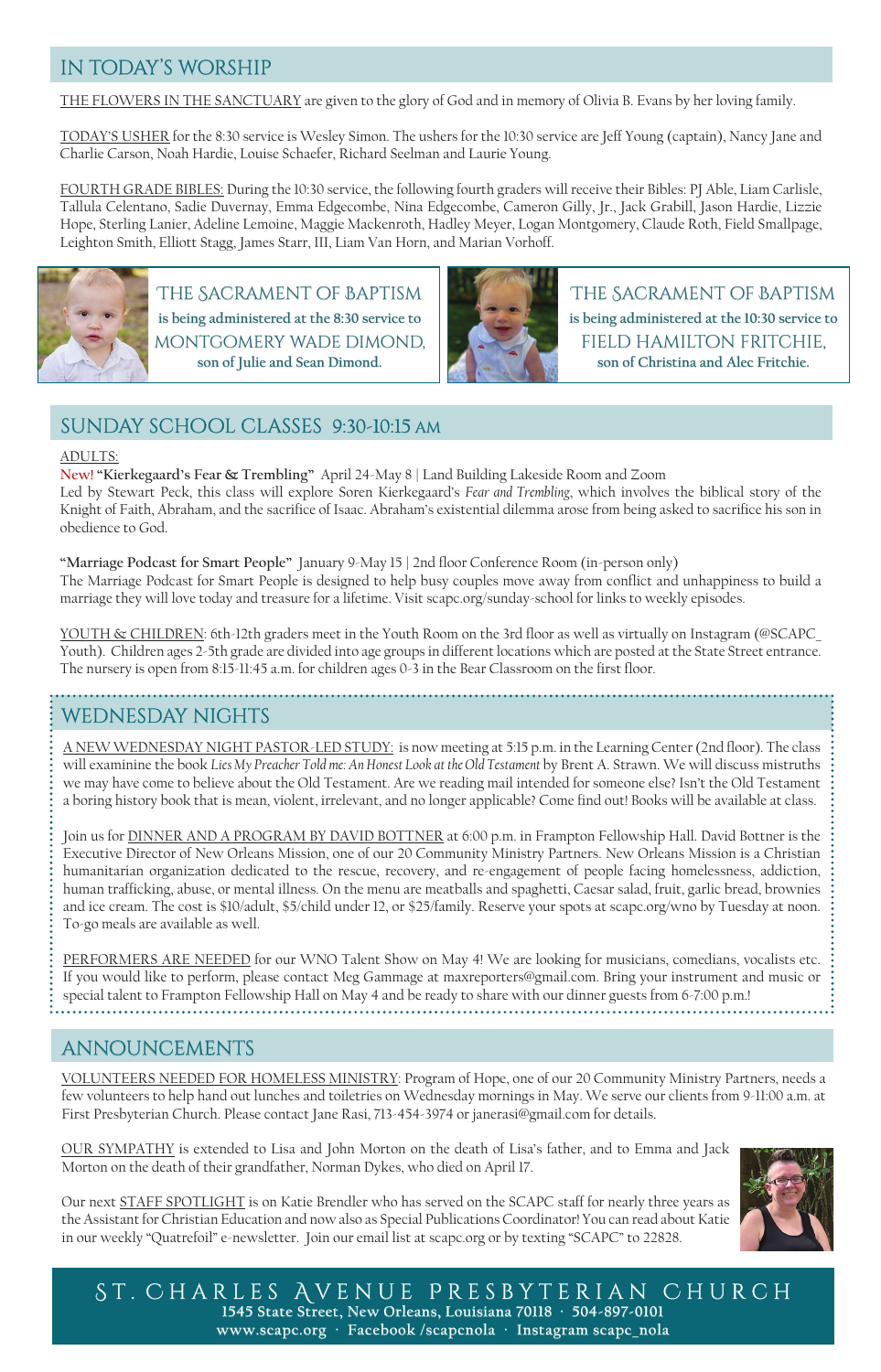## IN TODAY'S WORSHIP

THE FLOWERS IN THE SANCTUARY are given to the glory of God and in memory of Olivia B. Evans by her loving family.

TODAY'S USHER for the 8:30 service is Wesley Simon. The ushers for the 10:30 service are Jeff Young (captain), Nancy Jane and Charlie Carson, Noah Hardie, Louise Schaefer, Richard Seelman and Laurie Young.

FOURTH GRADE BIBLES: During the 10:30 service, the following fourth graders will receive their Bibles: PJ Able, Liam Carlisle, Tallula Celentano, Sadie Duvernay, Emma Edgecombe, Nina Edgecombe, Cameron Gilly, Jr., Jack Grabill, Jason Hardie, Lizzie Hope, Sterling Lanier, Adeline Lemoine, Maggie Mackenroth, Hadley Meyer, Logan Montgomery, Claude Roth, Field Smallpage, Leighton Smith, Elliott Stagg, James Starr, III, Liam Van Horn, and Marian Vorhoff.

### THE SACRAMENT OF BAPTISM

**is being administered at the 8:30 service to**

MONTGOMERY WADE DIMOND,

**son of Julie and Sean Dimond.**

### THE SACRAMENT OF BAPTISM

**is being administered at the 10:30 service to**

FIELD HAMILTON FRITCHIE,

**son of Christina and Alec Fritchie.**

## SUNDAY SCHOOL CLASSES 9:30-10:15 AM

ADULTS:

New! **"Kierkegaard's Fear & Trembling"** April 24-May 8 | Land Building Lakeside Room and Zoom
Led by Stewart Peck, this class will explore Soren Kierkegaard's *Fear and Trembling*, which involves the biblical story of the Knight of Faith, Abraham, and the sacrifice of Isaac. Abraham's existential dilemma arose from being asked to sacrifice his son in obedience to God.

**"Marriage Podcast for Smart People"** January 9-May 15 | 2nd floor Conference Room (in-person only)
The Marriage Podcast for Smart People is designed to help busy couples move away from conflict and unhappiness to build a marriage they will love today and treasure for a lifetime. Visit scapc.org/sunday-school for links to weekly episodes.

YOUTH & CHILDREN: 6th-12th graders meet in the Youth Room on the 3rd floor as well as virtually on Instagram (@SCAPC_Youth). Children ages 2-5th grade are divided into age groups in different locations which are posted at the State Street entrance. The nursery is open from 8:15-11:45 a.m. for children ages 0-3 in the Bear Classroom on the first floor.

## WEDNESDAY NIGHTS

A NEW WEDNESDAY NIGHT PASTOR-LED STUDY: is now meeting at 5:15 p.m. in the Learning Center (2nd floor). The class will examinine the book *Lies My Preacher Told me: An Honest Look at the Old Testament* by Brent A. Strawn. We will discuss mistruths we may have come to believe about the Old Testament. Are we reading mail intended for someone else? Isn't the Old Testament a boring history book that is mean, violent, irrelevant, and no longer applicable? Come find out! Books will be available at class.

Join us for DINNER AND A PROGRAM BY DAVID BOTTNER at 6:00 p.m. in Frampton Fellowship Hall. David Bottner is the Executive Director of New Orleans Mission, one of our 20 Community Ministry Partners. New Orleans Mission is a Christian humanitarian organization dedicated to the rescue, recovery, and re-engagement of people facing homelessness, addiction, human trafficking, abuse, or mental illness. On the menu are meatballs and spaghetti, Caesar salad, fruit, garlic bread, brownies and ice cream. The cost is $10/adult, $5/child under 12, or $25/family. Reserve your spots at scapc.org/wno by Tuesday at noon. To-go meals are available as well.

PERFORMERS ARE NEEDED for our WNO Talent Show on May 4! We are looking for musicians, comedians, vocalists etc. If you would like to perform, please contact Meg Gammage at maxreporters@gmail.com. Bring your instrument and music or special talent to Frampton Fellowship Hall on May 4 and be ready to share with our dinner guests from 6-7:00 p.m.!

## ANNOUNCEMENTS

VOLUNTEERS NEEDED FOR HOMELESS MINISTRY: Program of Hope, one of our 20 Community Ministry Partners, needs a few volunteers to help hand out lunches and toiletries on Wednesday mornings in May. We serve our clients from 9-11:00 a.m. at First Presbyterian Church. Please contact Jane Rasi, 713-454-3974 or janerasi@gmail.com for details.

OUR SYMPATHY is extended to Lisa and John Morton on the death of Lisa's father, and to Emma and Jack Morton on the death of their grandfather, Norman Dykes, who died on April 17.

Our next STAFF SPOTLIGHT is on Katie Brendler who has served on the SCAPC staff for nearly three years as the Assistant for Christian Education and now also as Special Publications Coordinator! You can read about Katie in our weekly "Quatrefoil" e-newsletter. Join our email list at scapc.org or by texting "SCAPC" to 22828.

**ST. CHARLES AVENUE PRESBYTERIAN CHURCH**
**1545 State Street, New Orleans, Louisiana 70118 · 504-897-0101**
**www.scapc.org · Facebook /scapcnola · Instagram scapc_nola**